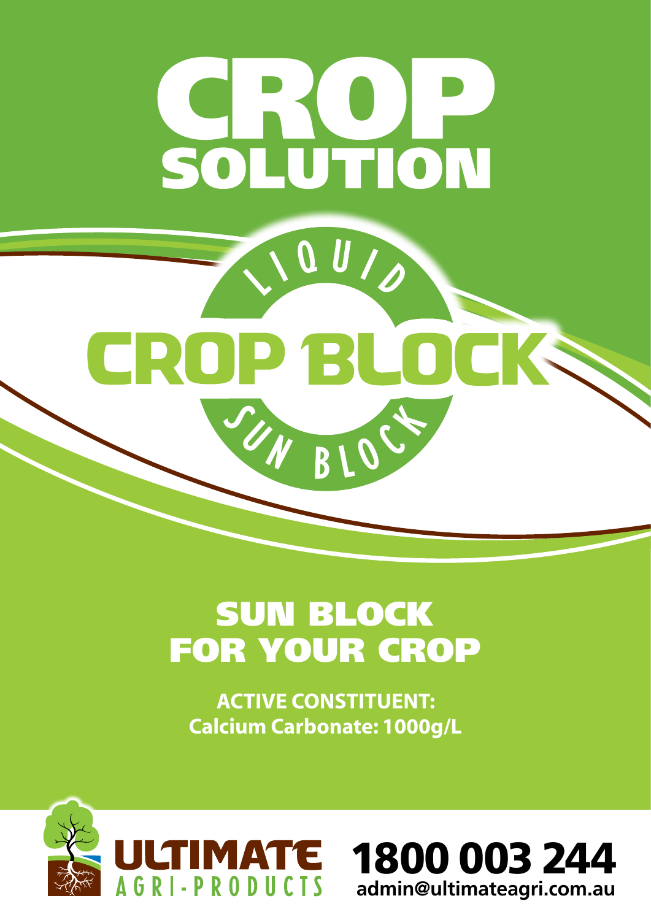# CROP SOLUTION

LIQUID

## CROP BLOCK

SUN BLOCK

## SUN BLOCK FOR YOUR CROP

**ACTIVE CONSTITUENT:**
**Calcium Carbonate: 1000g/L**

ULTIMATE AGRI-PRODUCTS

**1800 003 244**
**admin@ultimateagri.com.au**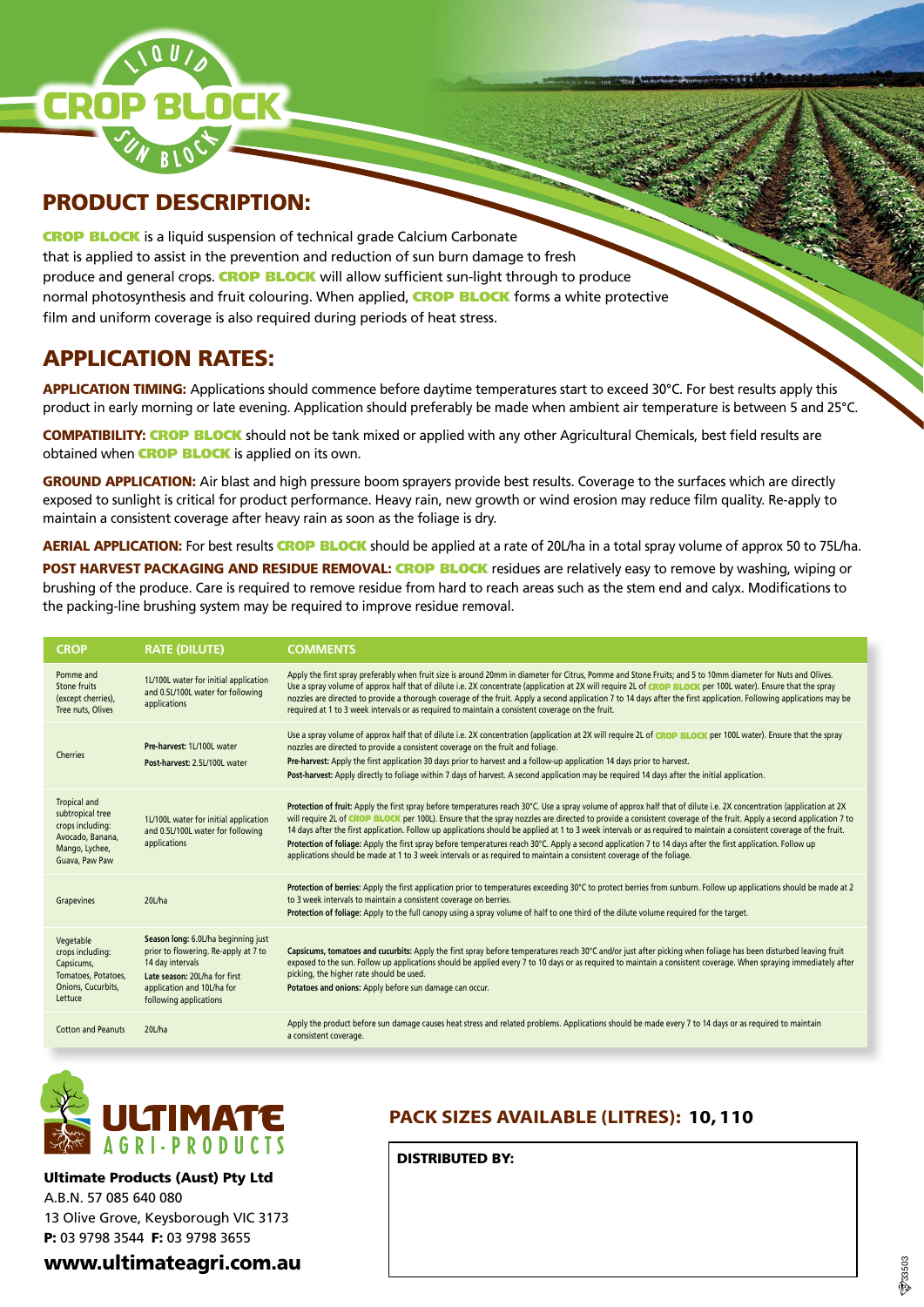# CROP BLOCK

LIQUID SUN BLOCK

## PRODUCT DESCRIPTION:

**CROP BLOCK** is a liquid suspension of technical grade Calcium Carbonate that is applied to assist in the prevention and reduction of sun burn damage to fresh produce and general crops. **CROP BLOCK** will allow sufficient sun-light through to produce normal photosynthesis and fruit colouring. When applied, **CROP BLOCK** forms a white protective film and uniform coverage is also required during periods of heat stress.

## APPLICATION RATES:

**APPLICATION TIMING:** Applications should commence before daytime temperatures start to exceed 30°C. For best results apply this product in early morning or late evening. Application should preferably be made when ambient air temperature is between 5 and 25°C.

**COMPATIBILITY:** **CROP BLOCK** should not be tank mixed or applied with any other Agricultural Chemicals, best field results are obtained when **CROP BLOCK** is applied on its own.

**GROUND APPLICATION:** Air blast and high pressure boom sprayers provide best results. Coverage to the surfaces which are directly exposed to sunlight is critical for product performance. Heavy rain, new growth or wind erosion may reduce film quality. Re-apply to maintain a consistent coverage after heavy rain as soon as the foliage is dry.

**AERIAL APPLICATION:** For best results **CROP BLOCK** should be applied at a rate of 20L/ha in a total spray volume of approx 50 to 75L/ha.

**POST HARVEST PACKAGING AND RESIDUE REMOVAL:** **CROP BLOCK** residues are relatively easy to remove by washing, wiping or brushing of the produce. Care is required to remove residue from hard to reach areas such as the stem end and calyx. Modifications to the packing-line brushing system may be required to improve residue removal.

| CROP | RATE (DILUTE) | COMMENTS |
|---|---|---|
| Pomme and Stone fruits (except cherries), Tree nuts, Olives | 1L/100L water for initial application and 0.5L/100L water for following applications | Apply the first spray preferably when fruit size is around 20mm in diameter for Citrus, Pomme and Stone Fruits; and 5 to 10mm diameter for Nuts and Olives. Use a spray volume of approx half that of dilute i.e. 2X concentrate (application at 2X will require 2L of **CROP BLOCK** per 100L water). Ensure that the spray nozzles are directed to provide a thorough coverage of the fruit. Apply a second application 7 to 14 days after the first application. Following applications may be required at 1 to 3 week intervals or as required to maintain a consistent coverage on the fruit. |
| Cherries | **Pre-harvest:** 1L/100L water<br>**Post-harvest:** 2.5L/100L water | Use a spray volume of approx half that of dilute i.e. 2X concentration (application at 2X will require 2L of **CROP BLOCK** per 100L water). Ensure that the spray nozzles are directed to provide a consistent coverage on the fruit and foliage.<br>**Pre-harvest:** Apply the first application 30 days prior to harvest and a follow-up application 14 days prior to harvest.<br>**Post-harvest:** Apply directly to foliage within 7 days of harvest. A second application may be required 14 days after the initial application. |
| Tropical and subtropical tree crops including: Avocado, Banana, Mango, Lychee, Guava, Paw Paw | 1L/100L water for initial application and 0.5L/100L water for following applications | **Protection of fruit:** Apply the first spray before temperatures reach 30°C. Use a spray volume of approx half that of dilute i.e. 2X concentration (application at 2X will require 2L of **CROP BLOCK** per 100L). Ensure that the spray nozzles are directed to provide a consistent coverage of the fruit. Apply a second application 7 to 14 days after the first application. Follow up applications should be applied at 1 to 3 week intervals or as required to maintain a consistent coverage of the fruit.<br>**Protection of foliage:** Apply the first spray before temperatures reach 30°C. Apply a second application 7 to 14 days after the first application. Follow up applications should be made at 1 to 3 week intervals or as required to maintain a consistent coverage of the foliage. |
| Grapevines | 20L/ha | **Protection of berries:** Apply the first application prior to temperatures exceeding 30°C to protect berries from sunburn. Follow up applications should be made at 2 to 3 week intervals to maintain a consistent coverage on berries.<br>**Protection of foliage:** Apply to the full canopy using a spray volume of half to one third of the dilute volume required for the target. |
| Vegetable crops including: Capsicums, Tomatoes, Potatoes, Onions, Cucurbits, Lettuce | **Season long:** 6.0L/ha beginning just prior to flowering. Re-apply at 7 to 14 day intervals<br>**Late season:** 20L/ha for first application and 10L/ha for following applications | **Capsicums, tomatoes and cucurbits:** Apply the first spray before temperatures reach 30°C and/or just after picking when foliage has been disturbed leaving fruit exposed to the sun. Follow up applications should be applied every 7 to 10 days or as required to maintain a consistent coverage. When spraying immediately after picking, the higher rate should be used.<br>**Potatoes and onions:** Apply before sun damage can occur. |
| Cotton and Peanuts | 20L/ha | Apply the product before sun damage causes heat stress and related problems. Applications should be made every 7 to 14 days or as required to maintain a consistent coverage. |

ULTIMATE AGRI-PRODUCTS

**Ultimate Products (Aust) Pty Ltd**
A.B.N. 57 085 640 080
13 Olive Grove, Keysborough VIC 3173
**P:** 03 9798 3544 **F:** 03 9798 3655

**www.ultimateagri.com.au**

**PACK SIZES AVAILABLE (LITRES): 10, 110**

**DISTRIBUTED BY:**

33503